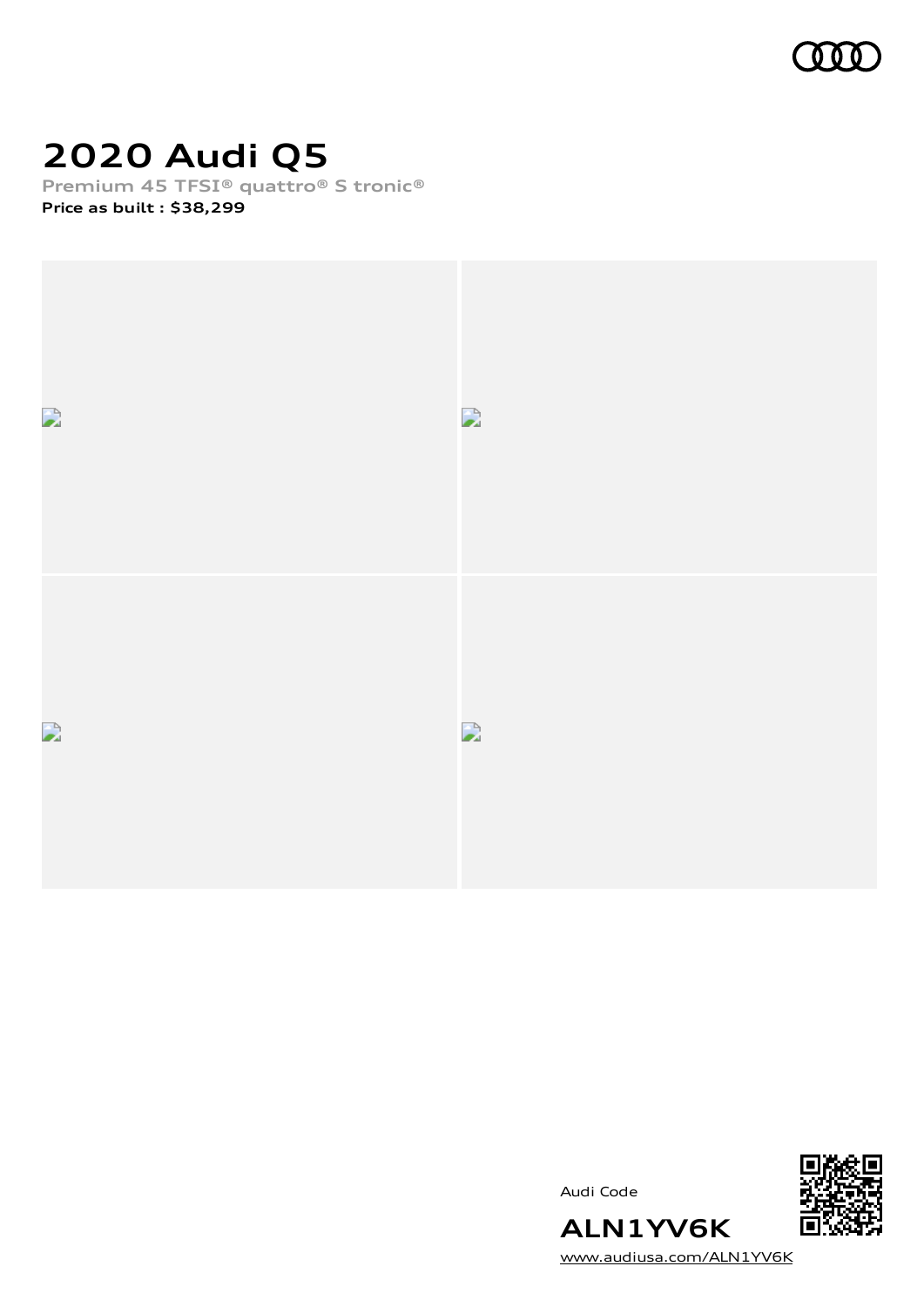# 2020 Audi Q5

**Premium 45 TFSI® quattro® S tronic®**

**Price as built : $38,299**

Audi Code

**ALN1YV6K**

www.audiusa.com/ALN1YV6K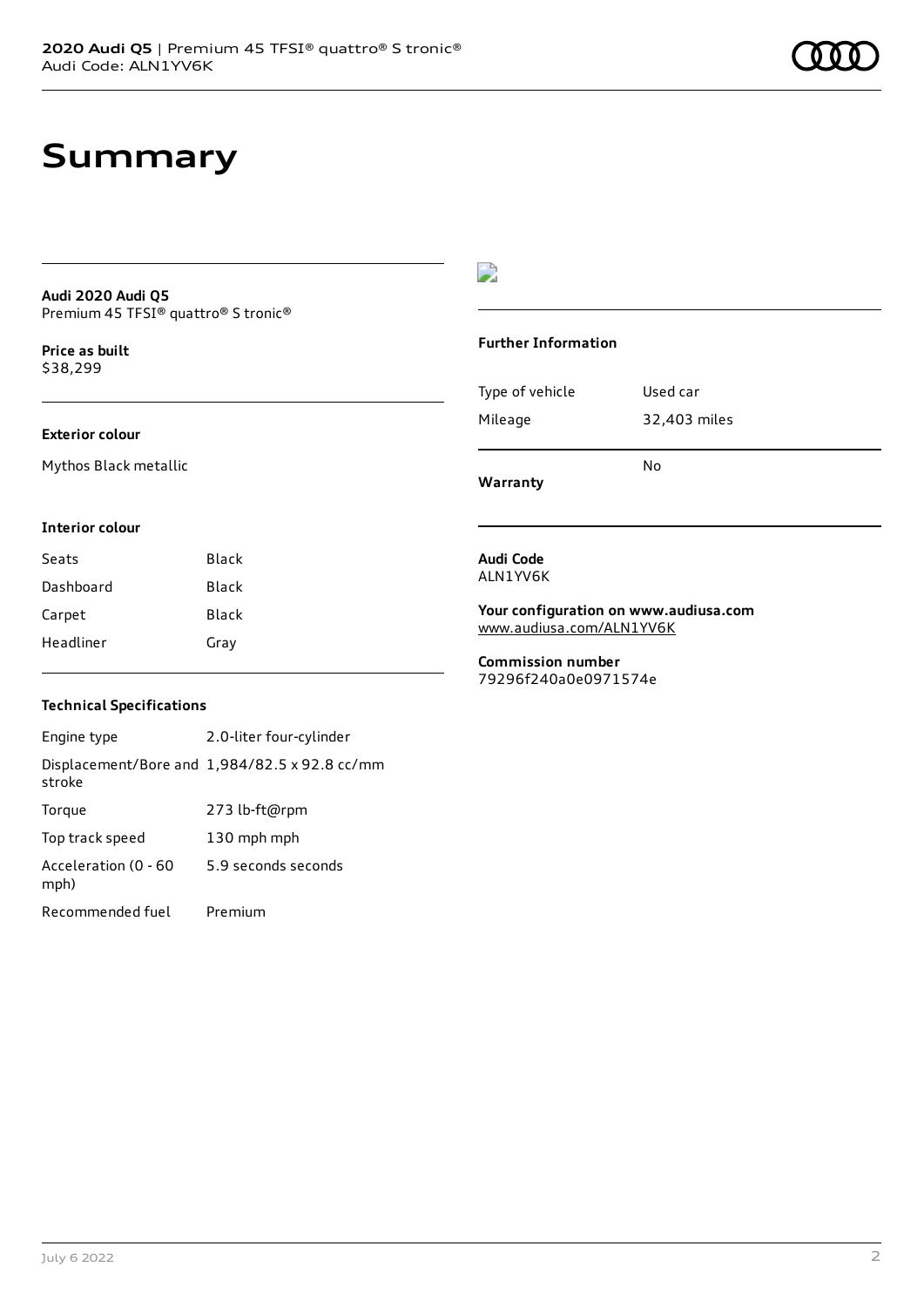# Summary

**Audi 2020 Audi Q5**
Premium 45 TFSI® quattro® S tronic®

**Price as built**
$38,299

### Exterior colour

Mythos Black metallic

### Interior colour

| | |
|---|---|
| Seats | Black |
| Dashboard | Black |
| Carpet | Black |
| Headliner | Gray |

### Technical Specifications

| | |
|---|---|
| Engine type | 2.0-liter four-cylinder |
| Displacement/Bore and stroke | 1,984/82.5 x 92.8 cc/mm |
| Torque | 273 lb-ft@rpm |
| Top track speed | 130 mph mph |
| Acceleration (0 - 60 mph) | 5.9 seconds seconds |
| Recommended fuel | Premium |

### Further Information

| | |
|---|---|
| Type of vehicle | Used car |
| Mileage | 32,403 miles |
| **Warranty** | No |

**Audi Code**
ALN1YV6K

**Your configuration on www.audiusa.com**
www.audiusa.com/ALN1YV6K

**Commission number**
79296f240a0e0971574e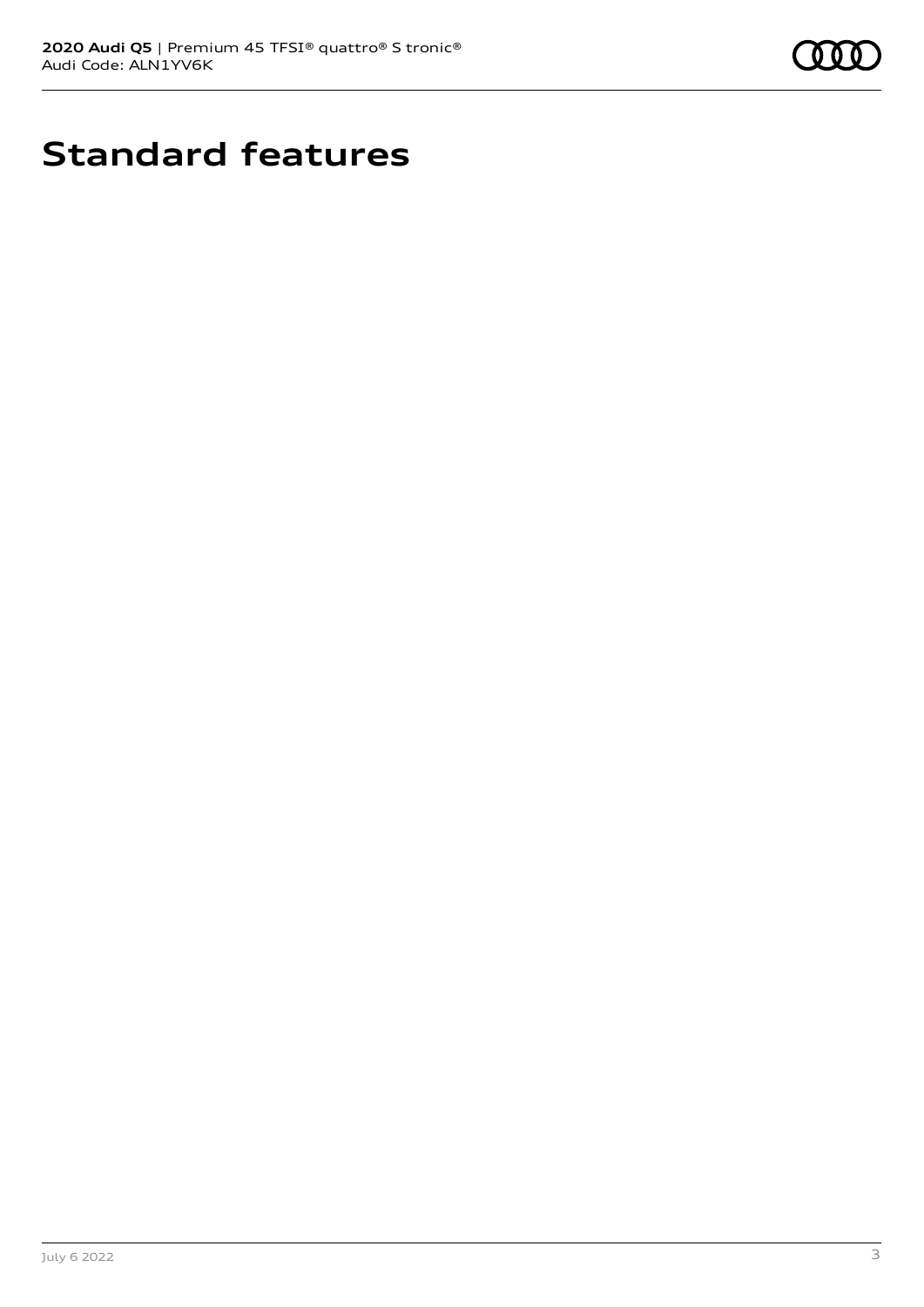# Standard features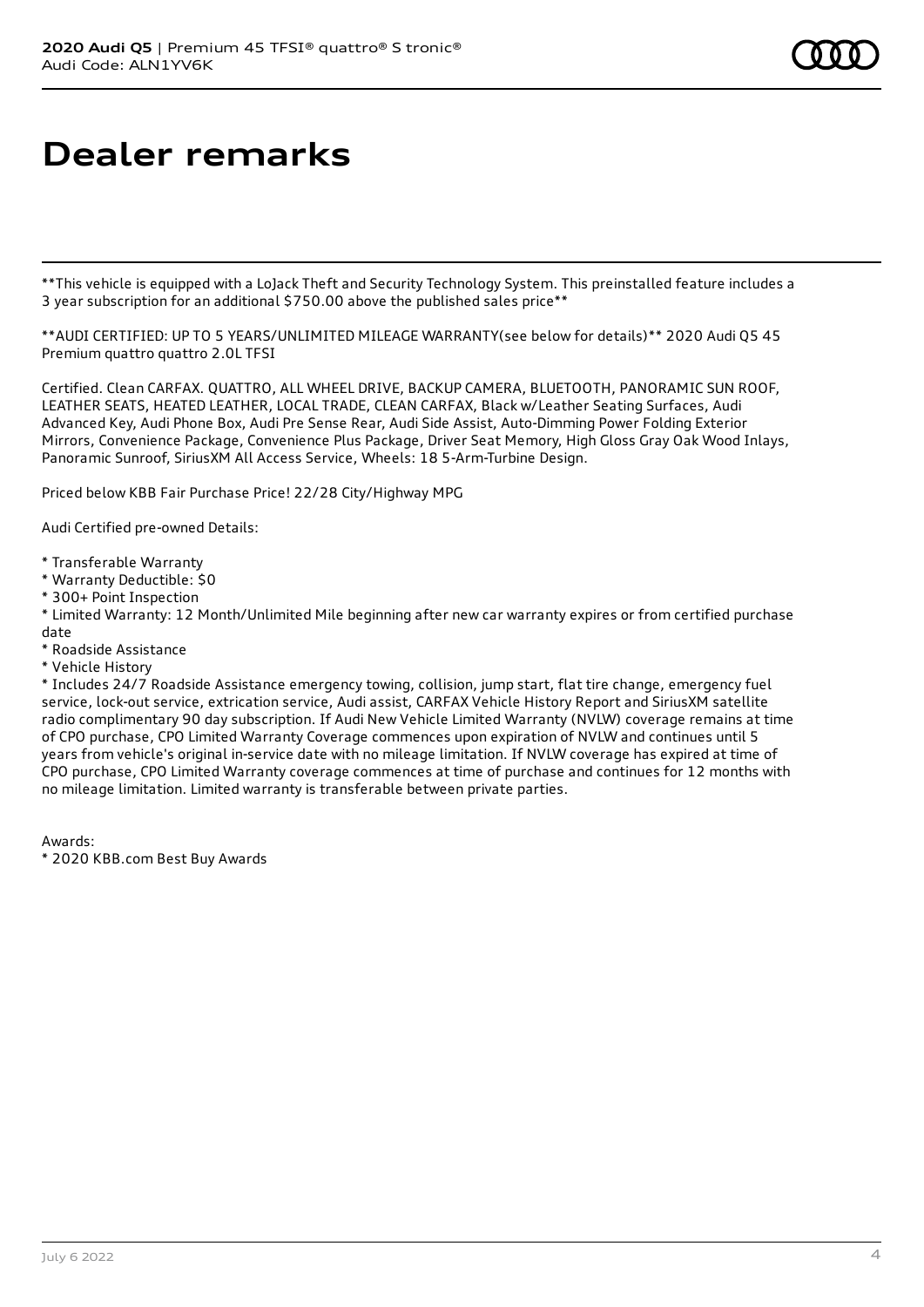# Dealer remarks

**This vehicle is equipped with a LoJack Theft and Security Technology System. This preinstalled feature includes a 3 year subscription for an additional $750.00 above the published sales price**

**AUDI CERTIFIED: UP TO 5 YEARS/UNLIMITED MILEAGE WARRANTY(see below for details)** 2020 Audi Q5 45 Premium quattro quattro 2.0L TFSI

Certified. Clean CARFAX. QUATTRO, ALL WHEEL DRIVE, BACKUP CAMERA, BLUETOOTH, PANORAMIC SUN ROOF, LEATHER SEATS, HEATED LEATHER, LOCAL TRADE, CLEAN CARFAX, Black w/Leather Seating Surfaces, Audi Advanced Key, Audi Phone Box, Audi Pre Sense Rear, Audi Side Assist, Auto-Dimming Power Folding Exterior Mirrors, Convenience Package, Convenience Plus Package, Driver Seat Memory, High Gloss Gray Oak Wood Inlays, Panoramic Sunroof, SiriusXM All Access Service, Wheels: 18 5-Arm-Turbine Design.

Priced below KBB Fair Purchase Price! 22/28 City/Highway MPG

Audi Certified pre-owned Details:

* Transferable Warranty
* Warranty Deductible: $0
* 300+ Point Inspection
* Limited Warranty: 12 Month/Unlimited Mile beginning after new car warranty expires or from certified purchase date
* Roadside Assistance
* Vehicle History
* Includes 24/7 Roadside Assistance emergency towing, collision, jump start, flat tire change, emergency fuel service, lock-out service, extrication service, Audi assist, CARFAX Vehicle History Report and SiriusXM satellite radio complimentary 90 day subscription. If Audi New Vehicle Limited Warranty (NVLW) coverage remains at time of CPO purchase, CPO Limited Warranty Coverage commences upon expiration of NVLW and continues until 5 years from vehicle's original in-service date with no mileage limitation. If NVLW coverage has expired at time of CPO purchase, CPO Limited Warranty coverage commences at time of purchase and continues for 12 months with no mileage limitation. Limited warranty is transferable between private parties.

Awards:
* 2020 KBB.com Best Buy Awards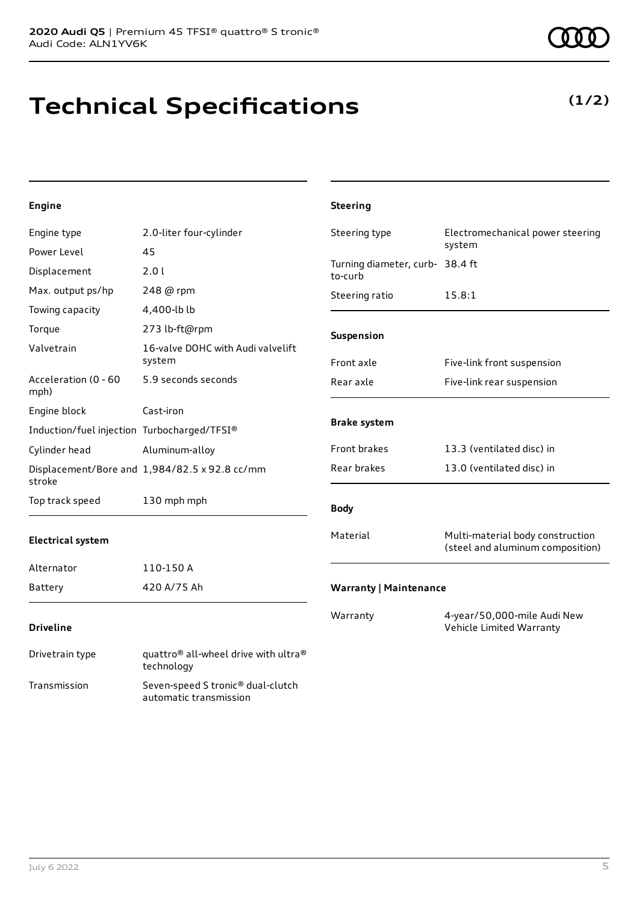# Technical Specifications

**(1/2)**

### Engine

| | |
|---|---|
| Engine type | 2.0-liter four-cylinder |
| Power Level | 45 |
| Displacement | 2.0 l |
| Max. output ps/hp | 248 @ rpm |
| Towing capacity | 4,400-lb lb |
| Torque | 273 lb-ft@rpm |
| Valvetrain | 16-valve DOHC with Audi valvelift system |
| Acceleration (0 - 60 mph) | 5.9 seconds seconds |
| Engine block | Cast-iron |
| Induction/fuel injection | Turbocharged/TFSI® |
| Cylinder head | Aluminum-alloy |
| Displacement/Bore and stroke | 1,984/82.5 x 92.8 cc/mm |
| Top track speed | 130 mph mph |

### Electrical system

| | |
|---|---|
| Alternator | 110-150 A |
| Battery | 420 A/75 Ah |

### Driveline

| | |
|---|---|
| Drivetrain type | quattro® all-wheel drive with ultra® technology |
| Transmission | Seven-speed S tronic® dual-clutch automatic transmission |

### Steering

| | |
|---|---|
| Steering type | Electromechanical power steering system |
| Turning diameter, curb-to-curb | 38.4 ft |
| Steering ratio | 15.8:1 |

### Suspension

| | |
|---|---|
| Front axle | Five-link front suspension |
| Rear axle | Five-link rear suspension |

### Brake system

| | |
|---|---|
| Front brakes | 13.3 (ventilated disc) in |
| Rear brakes | 13.0 (ventilated disc) in |

### Body

| | |
|---|---|
| Material | Multi-material body construction (steel and aluminum composition) |

### Warranty | Maintenance

| | |
|---|---|
| Warranty | 4-year/50,000-mile Audi New Vehicle Limited Warranty |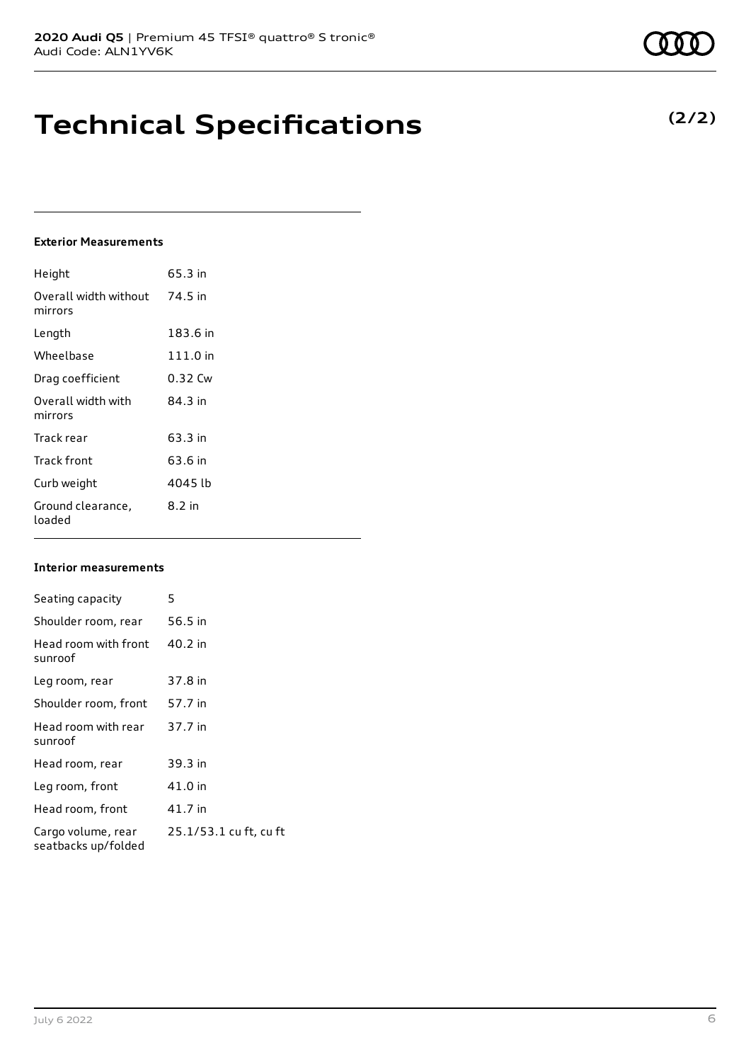# Technical Specifications

**(2/2)**

### Exterior Measurements

| | |
|---|---|
| Height | 65.3 in |
| Overall width without mirrors | 74.5 in |
| Length | 183.6 in |
| Wheelbase | 111.0 in |
| Drag coefficient | 0.32 Cw |
| Overall width with mirrors | 84.3 in |
| Track rear | 63.3 in |
| Track front | 63.6 in |
| Curb weight | 4045 lb |
| Ground clearance, loaded | 8.2 in |

### Interior measurements

| | |
|---|---|
| Seating capacity | 5 |
| Shoulder room, rear | 56.5 in |
| Head room with front sunroof | 40.2 in |
| Leg room, rear | 37.8 in |
| Shoulder room, front | 57.7 in |
| Head room with rear sunroof | 37.7 in |
| Head room, rear | 39.3 in |
| Leg room, front | 41.0 in |
| Head room, front | 41.7 in |
| Cargo volume, rear seatbacks up/folded | 25.1/53.1 cu ft, cu ft |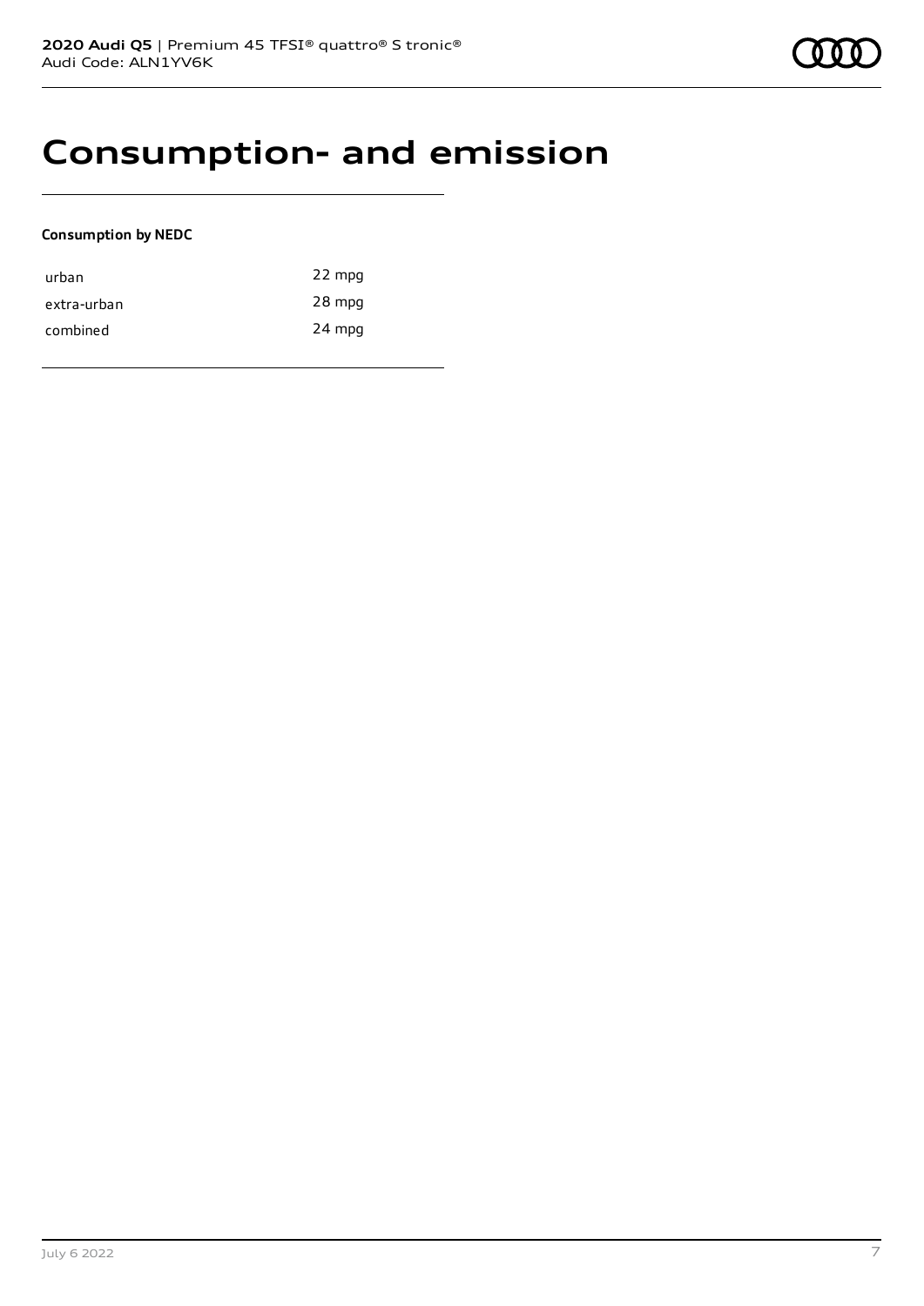# Consumption- and emission

**Consumption by NEDC**

| | |
|---|---|
| urban | 22 mpg |
| extra-urban | 28 mpg |
| combined | 24 mpg |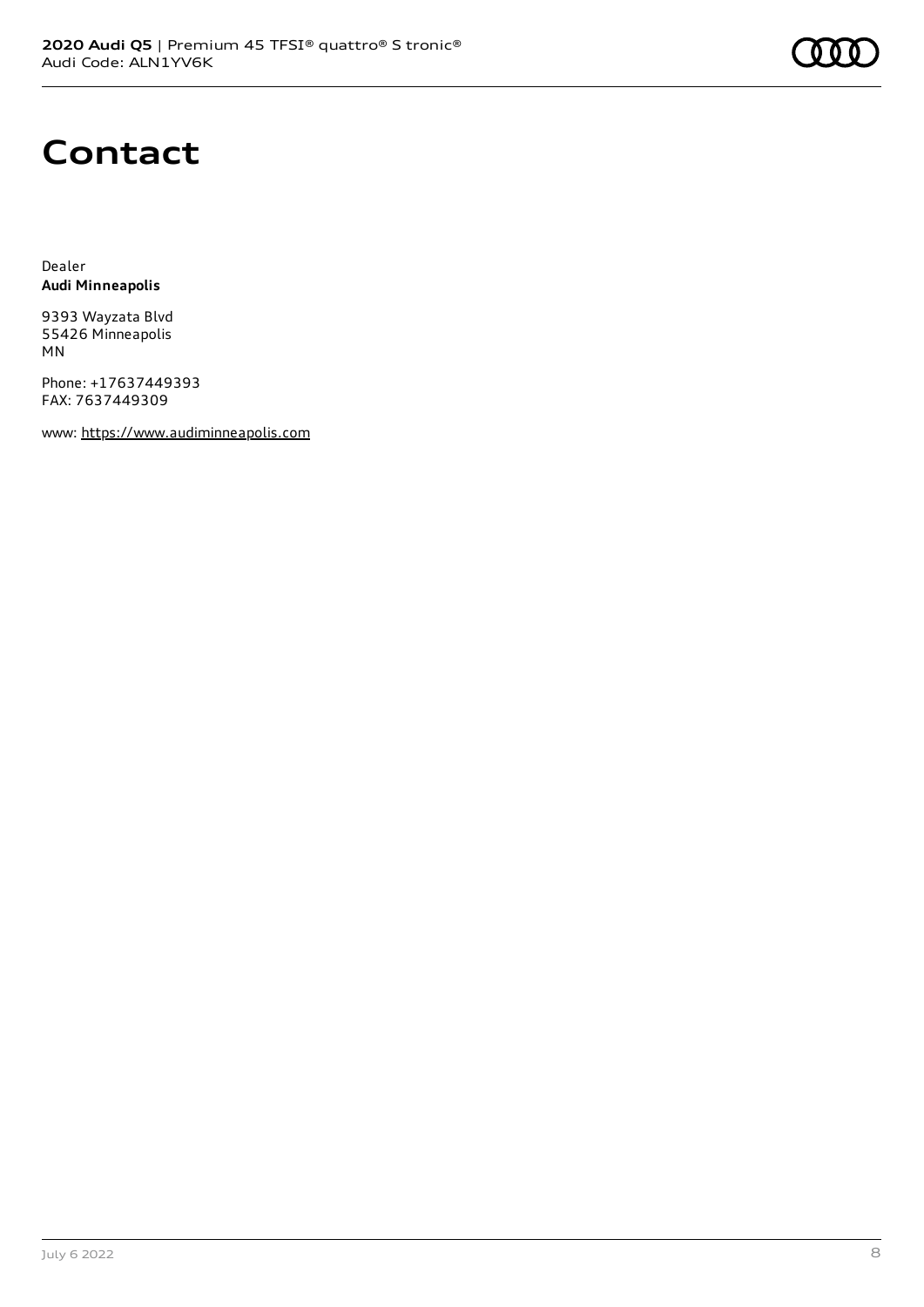# Contact

Dealer
**Audi Minneapolis**

9393 Wayzata Blvd
55426 Minneapolis
MN

Phone: +17637449393
FAX: 7637449309

www: https://www.audiminneapolis.com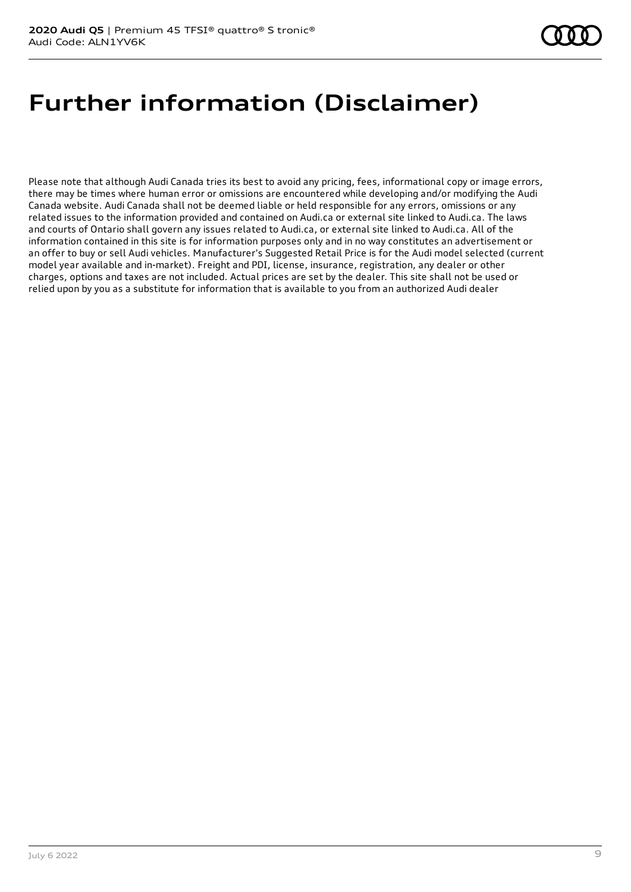# Further information (Disclaimer)

Please note that although Audi Canada tries its best to avoid any pricing, fees, informational copy or image errors, there may be times where human error or omissions are encountered while developing and/or modifying the Audi Canada website. Audi Canada shall not be deemed liable or held responsible for any errors, omissions or any related issues to the information provided and contained on Audi.ca or external site linked to Audi.ca. The laws and courts of Ontario shall govern any issues related to Audi.ca, or external site linked to Audi.ca. All of the information contained in this site is for information purposes only and in no way constitutes an advertisement or an offer to buy or sell Audi vehicles. Manufacturer's Suggested Retail Price is for the Audi model selected (current model year available and in-market). Freight and PDI, license, insurance, registration, any dealer or other charges, options and taxes are not included. Actual prices are set by the dealer. This site shall not be used or relied upon by you as a substitute for information that is available to you from an authorized Audi dealer